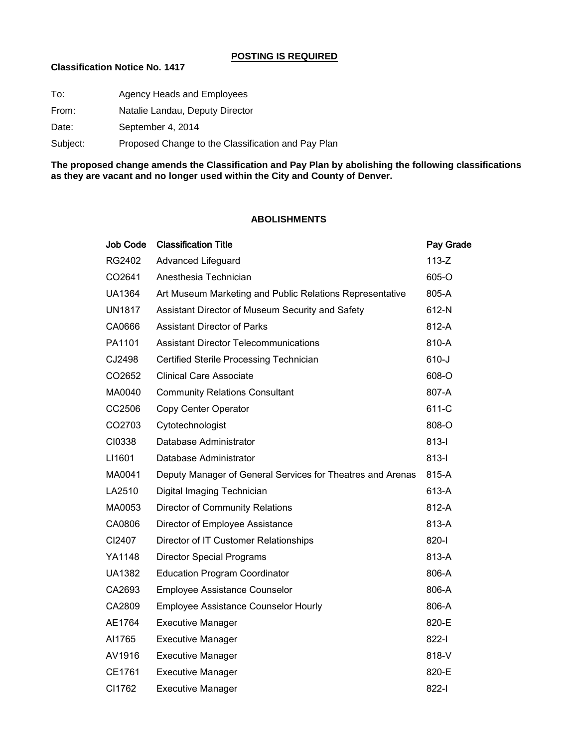**POSTING IS REQUIRED**

**Classification Notice No. 1417**

To: Agency Heads and Employees

From: Natalie Landau, Deputy Director

Date: September 4, 2014

Subject: Proposed Change to the Classification and Pay Plan

**The proposed change amends the Classification and Pay Plan by abolishing the following classifications as they are vacant and no longer used within the City and County of Denver.**

## ABOLISHMENTS

| Job Code | Classification Title | Pay Grade |
|---|---|---|
| RG2402 | Advanced Lifeguard | 113-Z |
| CO2641 | Anesthesia Technician | 605-O |
| UA1364 | Art Museum Marketing and Public Relations Representative | 805-A |
| UN1817 | Assistant Director of Museum Security and Safety | 612-N |
| CA0666 | Assistant Director of Parks | 812-A |
| PA1101 | Assistant Director Telecommunications | 810-A |
| CJ2498 | Certified Sterile Processing Technician | 610-J |
| CO2652 | Clinical Care Associate | 608-O |
| MA0040 | Community Relations Consultant | 807-A |
| CC2506 | Copy Center Operator | 611-C |
| CO2703 | Cytotechnologist | 808-O |
| CI0338 | Database Administrator | 813-I |
| LI1601 | Database Administrator | 813-I |
| MA0041 | Deputy Manager of General Services for Theatres and Arenas | 815-A |
| LA2510 | Digital Imaging Technician | 613-A |
| MA0053 | Director of Community Relations | 812-A |
| CA0806 | Director of Employee Assistance | 813-A |
| CI2407 | Director of IT Customer Relationships | 820-I |
| YA1148 | Director Special Programs | 813-A |
| UA1382 | Education Program Coordinator | 806-A |
| CA2693 | Employee Assistance Counselor | 806-A |
| CA2809 | Employee Assistance Counselor Hourly | 806-A |
| AE1764 | Executive Manager | 820-E |
| AI1765 | Executive Manager | 822-I |
| AV1916 | Executive Manager | 818-V |
| CE1761 | Executive Manager | 820-E |
| CI1762 | Executive Manager | 822-I |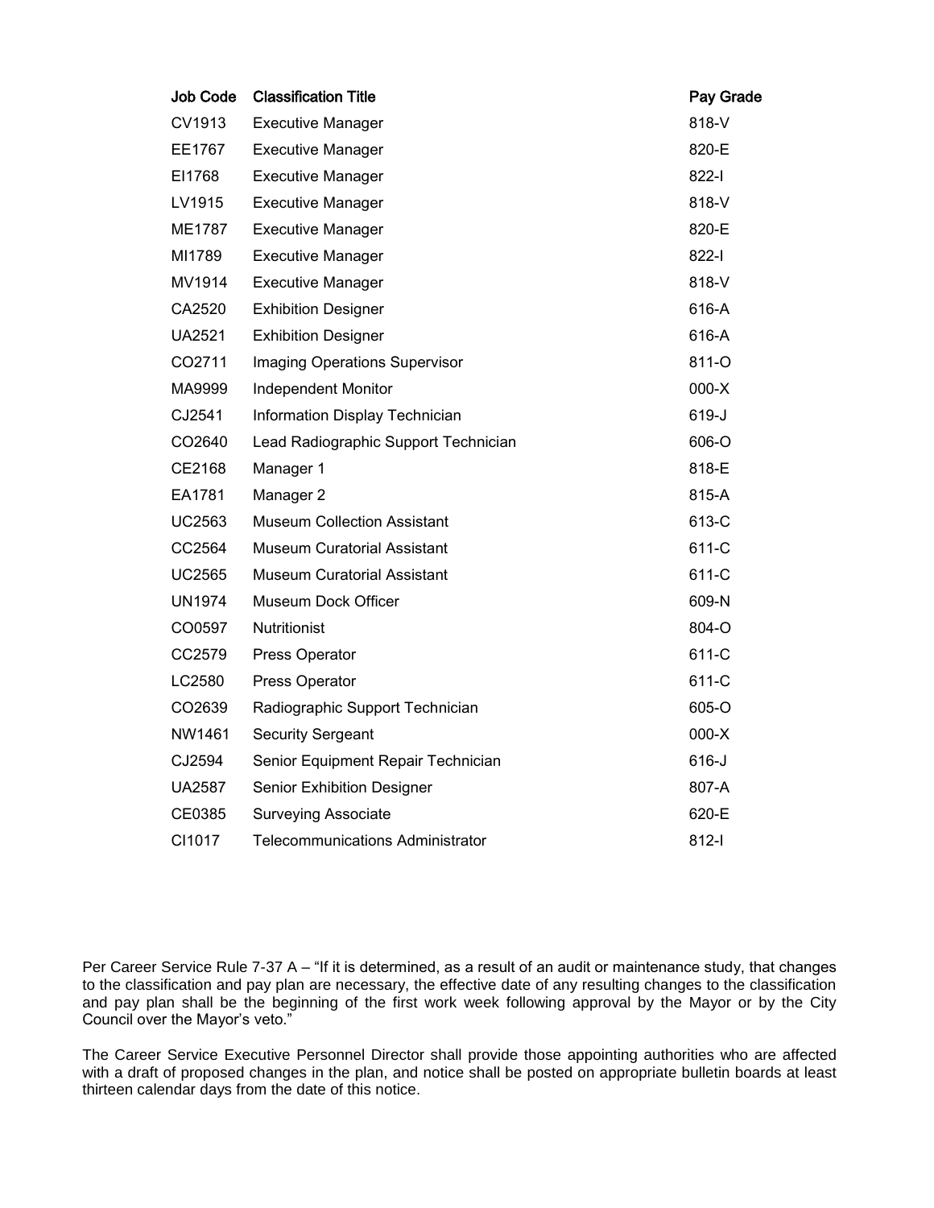| Job Code | Classification Title | Pay Grade |
|---|---|---|
| CV1913 | Executive Manager | 818-V |
| EE1767 | Executive Manager | 820-E |
| EI1768 | Executive Manager | 822-I |
| LV1915 | Executive Manager | 818-V |
| ME1787 | Executive Manager | 820-E |
| MI1789 | Executive Manager | 822-I |
| MV1914 | Executive Manager | 818-V |
| CA2520 | Exhibition Designer | 616-A |
| UA2521 | Exhibition Designer | 616-A |
| CO2711 | Imaging Operations Supervisor | 811-O |
| MA9999 | Independent Monitor | 000-X |
| CJ2541 | Information Display Technician | 619-J |
| CO2640 | Lead Radiographic Support Technician | 606-O |
| CE2168 | Manager 1 | 818-E |
| EA1781 | Manager 2 | 815-A |
| UC2563 | Museum Collection Assistant | 613-C |
| CC2564 | Museum Curatorial Assistant | 611-C |
| UC2565 | Museum Curatorial Assistant | 611-C |
| UN1974 | Museum Dock Officer | 609-N |
| CO0597 | Nutritionist | 804-O |
| CC2579 | Press Operator | 611-C |
| LC2580 | Press Operator | 611-C |
| CO2639 | Radiographic Support Technician | 605-O |
| NW1461 | Security Sergeant | 000-X |
| CJ2594 | Senior Equipment Repair Technician | 616-J |
| UA2587 | Senior Exhibition Designer | 807-A |
| CE0385 | Surveying Associate | 620-E |
| CI1017 | Telecommunications Administrator | 812-I |

Per Career Service Rule 7-37 A – "If it is determined, as a result of an audit or maintenance study, that changes to the classification and pay plan are necessary, the effective date of any resulting changes to the classification and pay plan shall be the beginning of the first work week following approval by the Mayor or by the City Council over the Mayor's veto."

The Career Service Executive Personnel Director shall provide those appointing authorities who are affected with a draft of proposed changes in the plan, and notice shall be posted on appropriate bulletin boards at least thirteen calendar days from the date of this notice.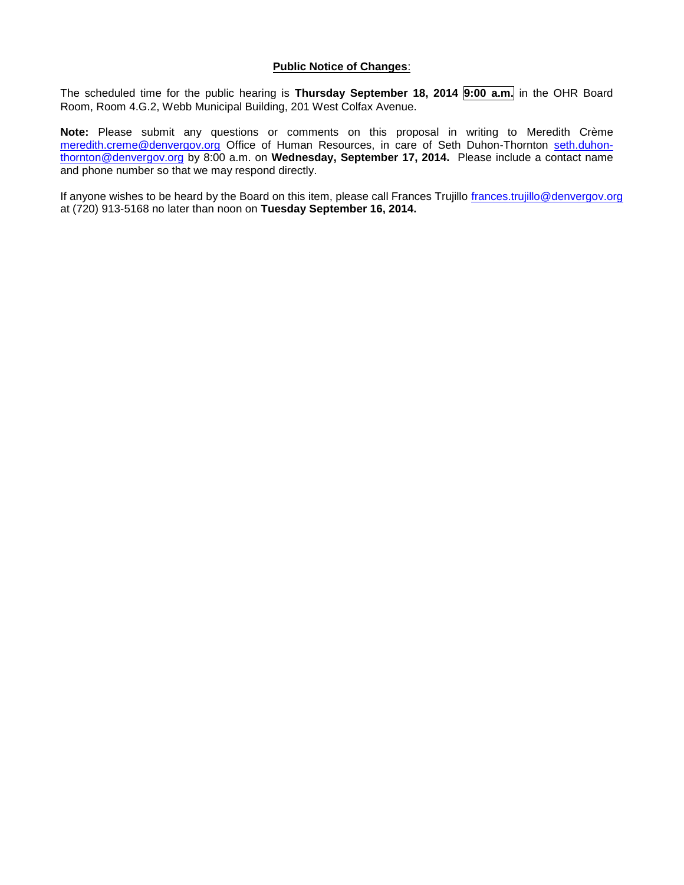**Public Notice of Changes**:

The scheduled time for the public hearing is **Thursday September 18, 2014 9:00 a.m.** in the OHR Board Room, Room 4.G.2, Webb Municipal Building, 201 West Colfax Avenue.

**Note:** Please submit any questions or comments on this proposal in writing to Meredith Crème meredith.creme@denvergov.org Office of Human Resources, in care of Seth Duhon-Thornton seth.duhon-thornton@denvergov.org by 8:00 a.m. on **Wednesday, September 17, 2014.** Please include a contact name and phone number so that we may respond directly.

If anyone wishes to be heard by the Board on this item, please call Frances Trujillo frances.trujillo@denvergov.org at (720) 913-5168 no later than noon on **Tuesday September 16, 2014.**